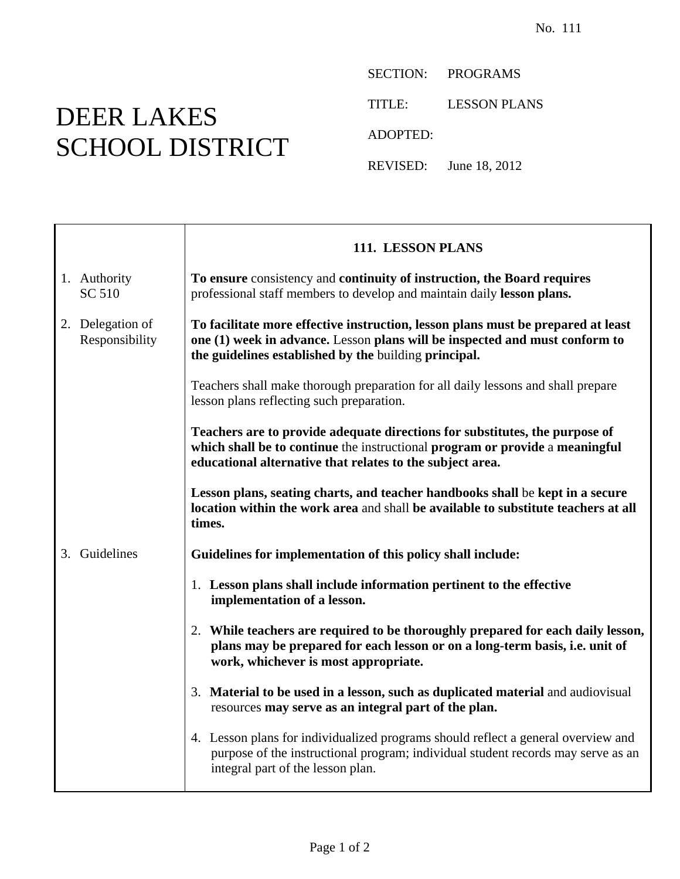No. 111

# DEER LAKES SCHOOL DISTRICT

SECTION: PROGRAMS

TITLE: LESSON PLANS

ADOPTED:

REVISED: June 18, 2012

## 111. LESSON PLANS

1. Authority
SC 510

**To ensure** consistency and **continuity of instruction, the Board requires** professional staff members to develop and maintain daily **lesson plans.**

2. Delegation of Responsibility

**To facilitate more effective instruction, lesson plans must be prepared at least one (1) week in advance.** Lesson **plans will be inspected and must conform to the guidelines established by the** building **principal.**

Teachers shall make thorough preparation for all daily lessons and shall prepare lesson plans reflecting such preparation.

**Teachers are to provide adequate directions for substitutes, the purpose of which shall be to continue** the instructional **program or provide** a **meaningful educational alternative that relates to the subject area.**

**Lesson plans, seating charts, and teacher handbooks shall** be **kept in a secure location within the work area** and shall **be available to substitute teachers at all times.**

3. Guidelines

**Guidelines for implementation of this policy shall include:**

1. **Lesson plans shall include information pertinent to the effective implementation of a lesson.**

2. **While teachers are required to be thoroughly prepared for each daily lesson, plans may be prepared for each lesson or on a long-term basis, i.e. unit of work, whichever is most appropriate.**

3. **Material to be used in a lesson, such as duplicated material** and audiovisual resources **may serve as an integral part of the plan.**

4. Lesson plans for individualized programs should reflect a general overview and purpose of the instructional program; individual student records may serve as an integral part of the lesson plan.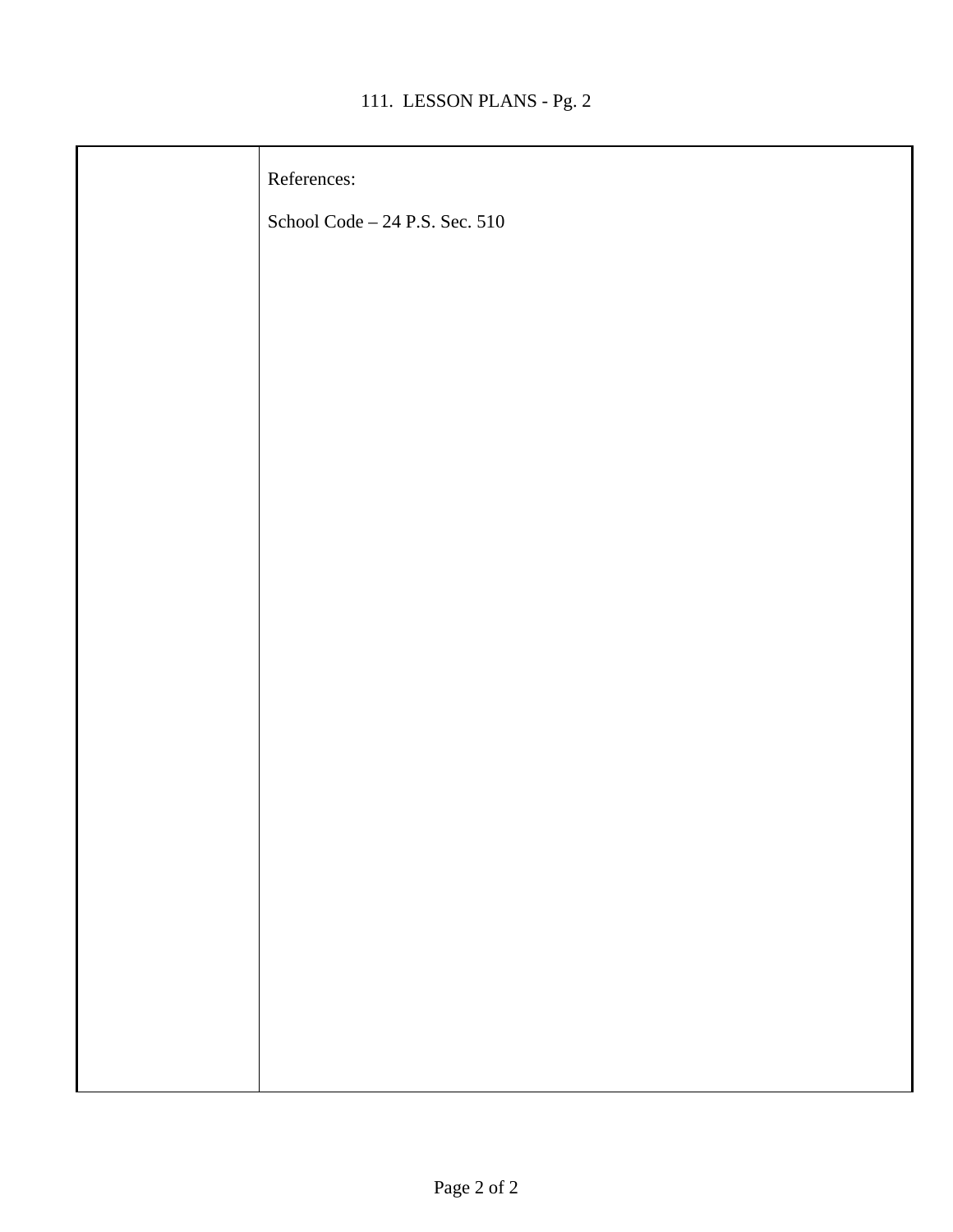References:

School Code – 24 P.S. Sec. 510